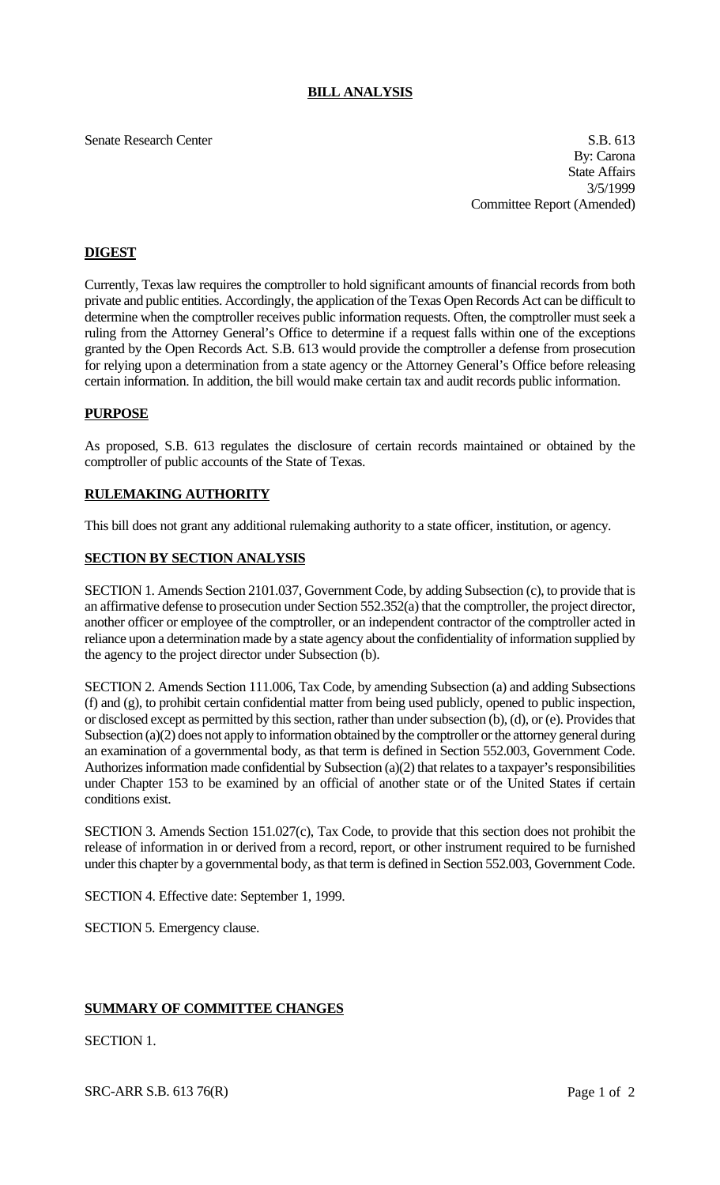# BILL ANALYSIS

Senate Research Center

S.B. 613
By: Carona
State Affairs
3/5/1999
Committee Report (Amended)

## DIGEST

Currently, Texas law requires the comptroller to hold significant amounts of financial records from both private and public entities. Accordingly, the application of the Texas Open Records Act can be difficult to determine when the comptroller receives public information requests. Often, the comptroller must seek a ruling from the Attorney General's Office to determine if a request falls within one of the exceptions granted by the Open Records Act. S.B. 613 would provide the comptroller a defense from prosecution for relying upon a determination from a state agency or the Attorney General's Office before releasing certain information. In addition, the bill would make certain tax and audit records public information.

## PURPOSE

As proposed, S.B. 613 regulates the disclosure of certain records maintained or obtained by the comptroller of public accounts of the State of Texas.

## RULEMAKING AUTHORITY

This bill does not grant any additional rulemaking authority to a state officer, institution, or agency.

## SECTION BY SECTION ANALYSIS

SECTION 1. Amends Section 2101.037, Government Code, by adding Subsection (c), to provide that is an affirmative defense to prosecution under Section 552.352(a) that the comptroller, the project director, another officer or employee of the comptroller, or an independent contractor of the comptroller acted in reliance upon a determination made by a state agency about the confidentiality of information supplied by the agency to the project director under Subsection (b).

SECTION 2. Amends Section 111.006, Tax Code, by amending Subsection (a) and adding Subsections (f) and (g), to prohibit certain confidential matter from being used publicly, opened to public inspection, or disclosed except as permitted by this section, rather than under subsection (b), (d), or (e). Provides that Subsection (a)(2) does not apply to information obtained by the comptroller or the attorney general during an examination of a governmental body, as that term is defined in Section 552.003, Government Code. Authorizes information made confidential by Subsection (a)(2) that relates to a taxpayer's responsibilities under Chapter 153 to be examined by an official of another state or of the United States if certain conditions exist.

SECTION 3. Amends Section 151.027(c), Tax Code, to provide that this section does not prohibit the release of information in or derived from a record, report, or other instrument required to be furnished under this chapter by a governmental body, as that term is defined in Section 552.003, Government Code.

SECTION 4. Effective date: September 1, 1999.

SECTION 5. Emergency clause.

## SUMMARY OF COMMITTEE CHANGES

SECTION 1.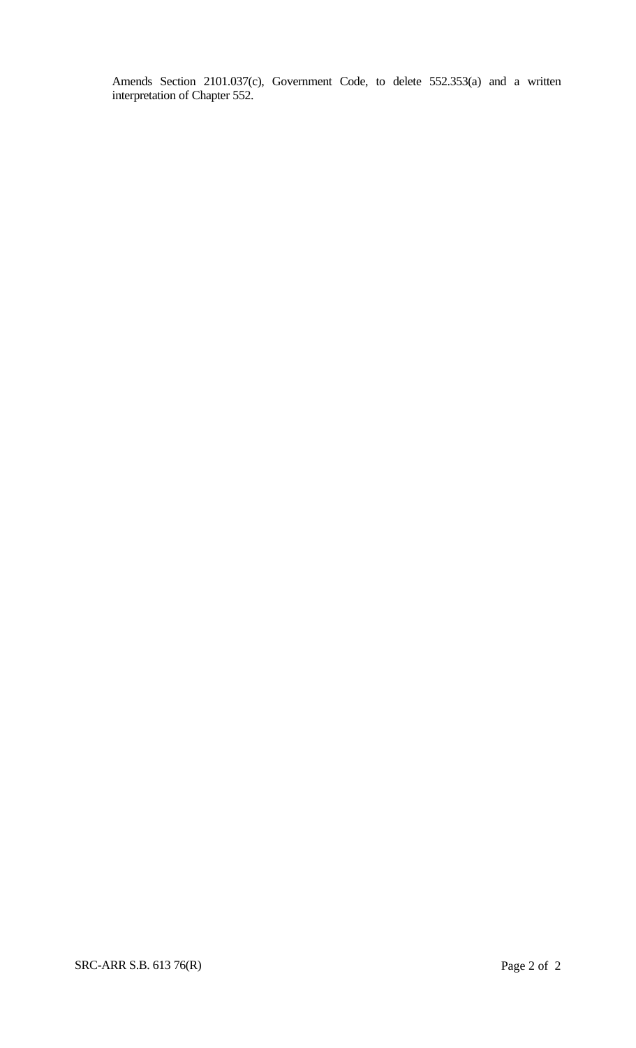Amends Section 2101.037(c), Government Code, to delete 552.353(a) and a written interpretation of Chapter 552.